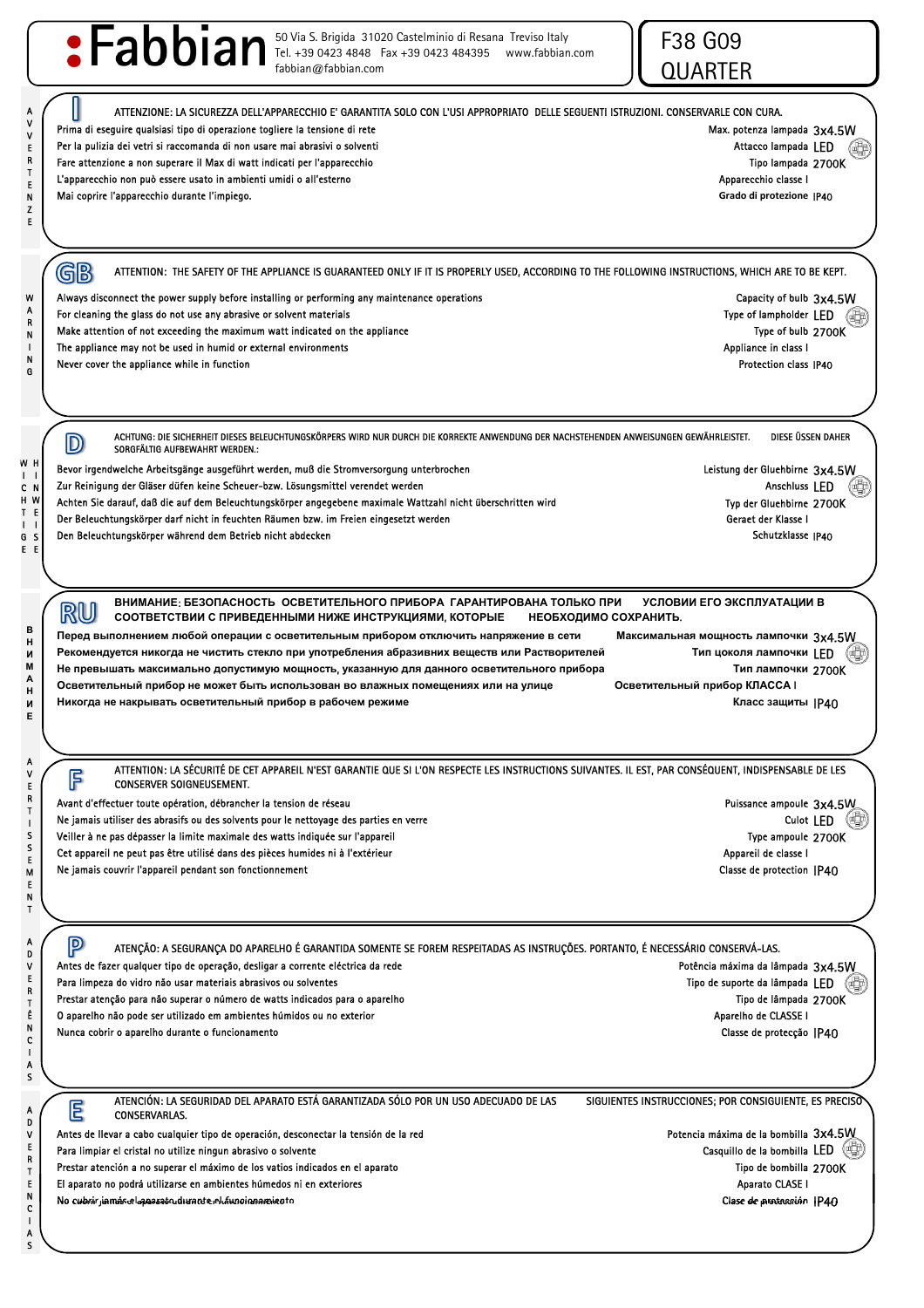# Fabbian

50 Via S. Brigida 31020 Castelminio di Resana Treviso Italy
Tel. +39 0423 4848 Fax +39 0423 484395 www.fabbian.com
fabbian@fabbian.com

**F38 G09**
**QUARTER**

## AVVERTENZE — I

ATTENZIONE: LA SICUREZZA DELL'APPARECCHIO E' GARANTITA SOLO CON L'USI APPROPRIATO DELLE SEGUENTI ISTRUZIONI. CONSERVARLE CON CURA.

- Prima di eseguire qualsiasi tipo di operazione togliere la tensione di rete
- Per la pulizia dei vetri si raccomanda di non usare mai abrasivi o solventi
- Fare attenzione a non superare il Max di watt indicati per l'apparecchio
- L'apparecchio non può essere usato in ambienti umidi o all'esterno
- Mai coprire l'apparecchio durante l'impiego.

Max. potenza lampada 3x4.5W
Attacco lampada LED
Tipo lampada 2700K
Apparecchio classe I
Grado di protezione IP40

## WARNING — GB

ATTENTION: THE SAFETY OF THE APPLIANCE IS GUARANTEED ONLY IF IT IS PROPERLY USED, ACCORDING TO THE FOLLOWING INSTRUCTIONS, WHICH ARE TO BE KEPT.

- Always disconnect the power supply before installing or performing any maintenance operations
- For cleaning the glass do not use any abrasive or solvent materials
- Make attention of not exceeding the maximum watt indicated on the appliance
- The appliance may not be used in humid or external environments
- Never cover the appliance while in function

Capacity of bulb 3x4.5W
Type of lampholder LED
Type of bulb 2700K
Appliance in class I
Protection class IP40

## WICHTIGE HINWEISE — D

ACHTUNG: DIE SICHERHEIT DIESES BELEUCHTUNGSKÖRPERS WIRD NUR DURCH DIE KORREKTE ANWENDUNG DER NACHSTEHENDEN ANWEISUNGEN GEWÄHRLEISTET. DIESE ÜSSEN DAHER SORGFÄLTIG AUFBEWAHRT WERDEN.:

- Bevor irgendwelche Arbeitsgänge ausgeführt werden, muß die Stromversorgung unterbrochen
- Zur Reinigung der Gläser düfen keine Scheuer-bzw. Lösungsmittel verendet werden
- Achten Sie darauf, daß die auf dem Beleuchtungskörper angegebene maximale Wattzahl nicht überschritten wird
- Der Beleuchtungskörper darf nicht in feuchten Räumen bzw. im Freien eingesetzt werden
- Den Beleuchtungskörper während dem Betrieb nicht abdecken

Leistung der Gluehbirne 3x4.5W
Anschluss LED
Typ der Gluehbirne 2700K
Geraet der Klasse I
Schutzklasse IP40

## ВНИМАНИЕ — RU

**ВНИМАНИЕ: БЕЗОПАСНОСТЬ ОСВЕТИТЕЛЬНОГО ПРИБОРА ГАРАНТИРОВАНА ТОЛЬКО ПРИ УСЛОВИИ ЕГО ЭКСПЛУАТАЦИИ В СООТВЕТСТВИИ С ПРИВЕДЕННЫМИ НИЖЕ ИНСТРУКЦИЯМИ, КОТОРЫЕ НЕОБХОДИМО СОХРАНИТЬ.**

- **Перед выполнением любой операции с осветительным прибором отключить напряжение в сети**
- **Рекомендуется никогда не чистить стекло при употребления абразивных веществ или Растворителей**
- **Не превышать максимально допустимую мощность, указанную для данного осветительного прибора**
- **Осветительный прибор не может быть использован во влажных помещениях или на улице**
- **Никогда не накрывать осветительный прибор в рабочем режиме**

**Максимальная мощность лампочки** 3x4.5W
**Тип цоколя лампочки** LED
**Тип лампочки** 2700K
**Осветительный прибор КЛАССА** I
**Класс защиты** IP40

## AVERTISSEMENT — F

ATTENTION: LA SÉCURITÉ DE CET APPAREIL N'EST GARANTIE QUE SI L'ON RESPECTE LES INSTRUCTIONS SUIVANTES. IL EST, PAR CONSÉQUENT, INDISPENSABLE DE LES CONSERVER SOIGNEUSEMENT.

- Avant d'effectuer toute opération, débrancher la tension de réseau
- Ne jamais utiliser des abrasifs ou des solvents pour le nettoyage des parties en verre
- Veiller à ne pas dépasser la limite maximale des watts indiquée sur l'appareil
- Cet appareil ne peut pas être utilisé dans des pièces humides ni à l'extérieur
- Ne jamais couvrir l'appareil pendant son fonctionnement

Puissance ampoule 3x4.5W
Culot LED
Type ampoule 2700K
Appareil de classe I
Classe de protection IP40

## ADVERTÊNCIAS — P

ATENÇÃO: A SEGURANÇA DO APARELHO É GARANTIDA SOMENTE SE FOREM RESPEITADAS AS INSTRUÇÕES. PORTANTO, É NECESSÁRIO CONSERVÁ-LAS.

- Antes de fazer qualquer tipo de operação, desligar a corrente eléctrica da rede
- Para limpeza do vidro não usar materiais abrasivos ou solventes
- Prestar atenção para não superar o número de watts indicados para o aparelho
- O aparelho não pode ser utilizado em ambientes húmidos ou no exterior
- Nunca cobrir o aparelho durante o funcionamento

Potência máxima da lâmpada 3x4.5W
Tipo de suporte da lâmpada LED
Tipo de lâmpada 2700K
Aparelho de CLASSE I
Classe de protecção IP40

## ADVERTENCIAS — E

ATENCIÓN: LA SEGURIDAD DEL APARATO ESTÁ GARANTIZADA SÓLO POR UN USO ADECUADO DE LAS SIGUIENTES INSTRUCCIONES; POR CONSIGUIENTE, ES PRECISO CONSERVARLAS.

- Antes de llevar a cabo cualquier tipo de operación, desconectar la tensión de la red
- Para limpiar el cristal no utilize ningun abrasivo o solvente
- Prestar atención a no superar el máximo de los vatios indicados en el aparato
- El aparato no podrá utilizarse en ambientes húmedos ni en exteriores
- No cubrir jamás el aparato durante el funcionamiento

Potencia máxima de la bombilla 3x4.5W
Casquillo de la bombilla LED
Tipo de bombilla 2700K
Aparato CLASE I
Clase de protección IP40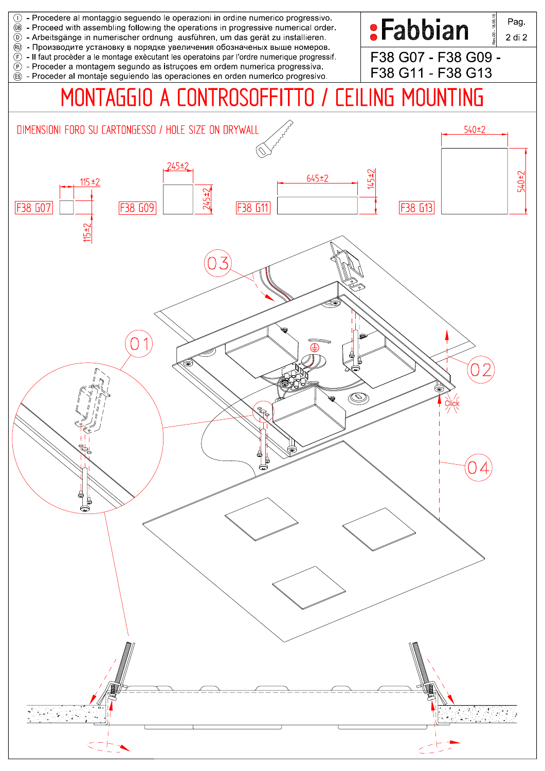Ⓘ - Procedere al montaggio seguendo le operazioni in ordine numerico progressivo.
Ⓖⓑ - Proceed with assembling following the operations in progressive numerical order.
Ⓓ - Arbeitsgänge in numerischer ordnung ausführen, um das gerät zu installieren.
Ⓡⓤ - Производите установку в порядке увеличения обозначеных выше номеров.
Ⓕ - Il faut procèder a le montage exècutant les operatoins par l'ordre numerique progressif.
Ⓟ - Proceder a montagem segundo as istruçoes em ordem numerica progressiva.
Ⓔⓢ - Proceder al montaje seguiendo las operaciones en orden numerico progresivo.

**Fabbian**

Rev.00 - 18.05.15

Pag. 2 di 2

F38 G07 - F38 G09 - F38 G11 - F38 G13

# MONTAGGIO A CONTROSOFFITTO / CEILING MOUNTING

DIMENSIONI FORO SU CARTONGESSO / HOLE SIZE ON DRYWALL

F38 G07
115±2
115±2

F38 G09
245±2
245±2

F38 G11
645±2
145±2

F38 G13
540±2
540±2

01
02
03
04
Click